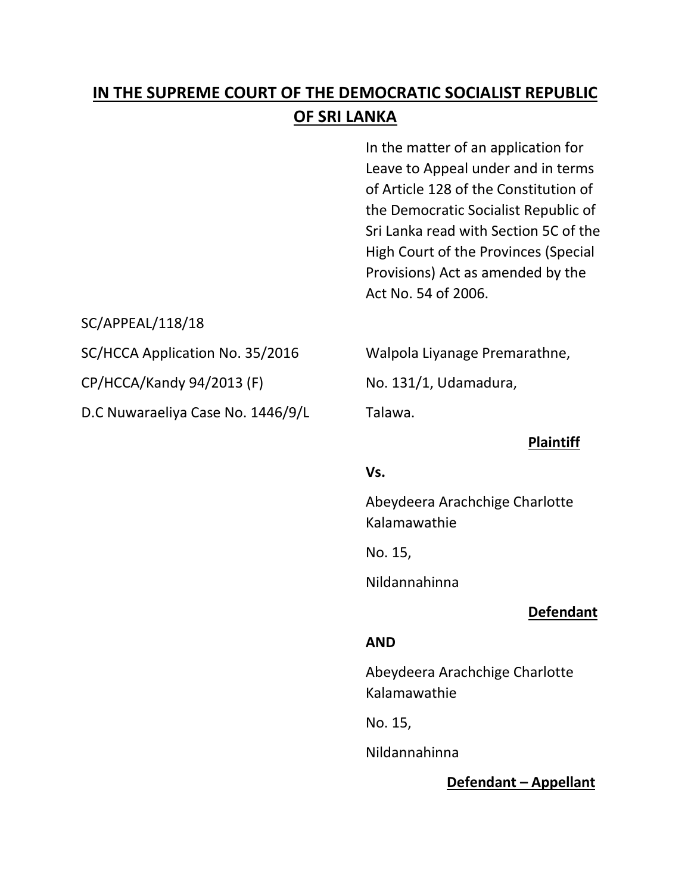# IN THE SUPREME COURT OF THE DEMOCRATIC SOCIALIST REPUBLIC OF SRI LANKA

In the matter of an application for Leave to Appeal under and in terms of Article 128 of the Constitution of the Democratic Socialist Republic of Sri Lanka read with Section 5C of the High Court of the Provinces (Special Provisions) Act as amended by the Act No. 54 of 2006.

SC/APPEAL/118/18

SC/HCCA Application No. 35/2016

CP/HCCA/Kandy 94/2013 (F)

D.C Nuwaraeliya Case No. 1446/9/L

Walpola Liyanage Premarathne,

No. 131/1, Udamadura,

Talawa.

**Plaintiff**

**Vs.**

Abeydeera Arachchige Charlotte Kalamawathie

No. 15,

Nildannahinna

**Defendant**

**AND**

Abeydeera Arachchige Charlotte Kalamawathie

No. 15,

Nildannahinna

**Defendant – Appellant**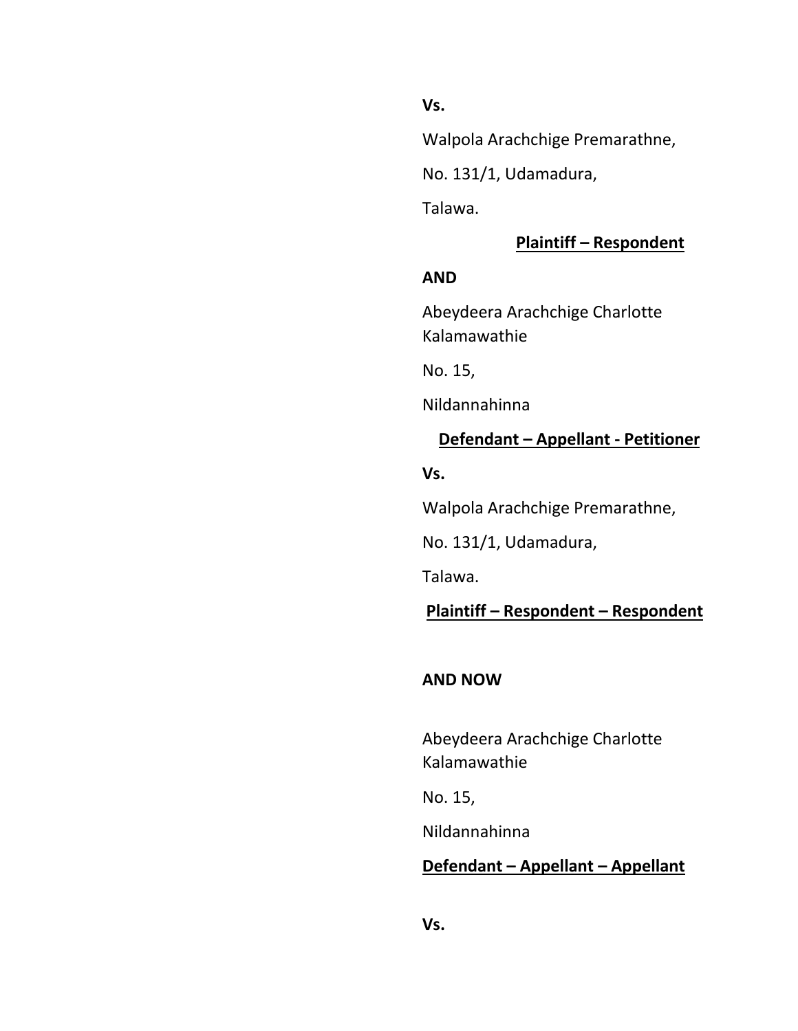**Vs.**

Walpola Arachchige Premarathne,

No. 131/1, Udamadura,

Talawa.

**Plaintiff – Respondent**

**AND**

Abeydeera Arachchige Charlotte Kalamawathie

No. 15,

Nildannahinna

**Defendant – Appellant - Petitioner**

**Vs.**

Walpola Arachchige Premarathne,

No. 131/1, Udamadura,

Talawa.

**Plaintiff – Respondent – Respondent**

**AND NOW**

Abeydeera Arachchige Charlotte Kalamawathie

No. 15,

Nildannahinna

**Defendant – Appellant – Appellant**

**Vs.**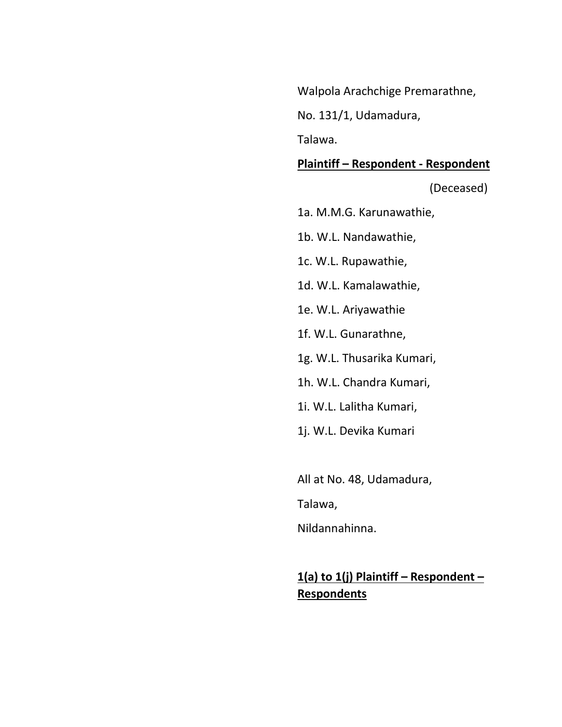Walpola Arachchige Premarathne,

No. 131/1, Udamadura,

Talawa.

**Plaintiff – Respondent - Respondent**

(Deceased)

1a. M.M.G. Karunawathie,

1b. W.L. Nandawathie,

1c. W.L. Rupawathie,

1d. W.L. Kamalawathie,

1e. W.L. Ariyawathie

1f. W.L. Gunarathne,

1g. W.L. Thusarika Kumari,

1h. W.L. Chandra Kumari,

1i. W.L. Lalitha Kumari,

1j. W.L. Devika Kumari

All at No. 48, Udamadura,

Talawa,

Nildannahinna.

**1(a) to 1(j) Plaintiff – Respondent – Respondents**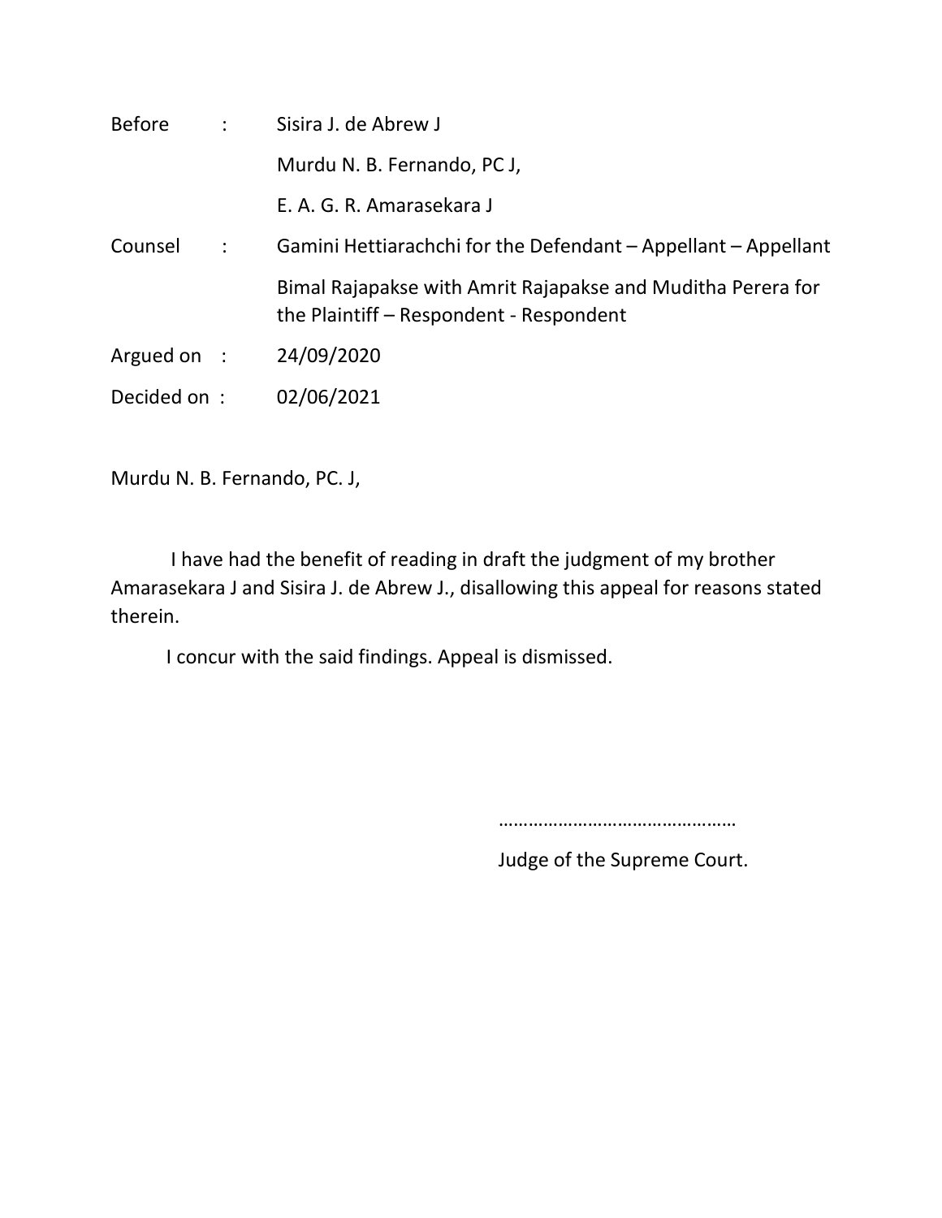| | | |
|---|---|---|
| Before | : | Sisira J. de Abrew J |
| | | Murdu N. B. Fernando, PC J, |
| | | E. A. G. R. Amarasekara J |
| Counsel | : | Gamini Hettiarachchi for the Defendant – Appellant – Appellant |
| | | Bimal Rajapakse with Amrit Rajapakse and Muditha Perera for the Plaintiff – Respondent - Respondent |
| Argued on | : | 24/09/2020 |
| Decided on | : | 02/06/2021 |

Murdu N. B. Fernando, PC. J,

I have had the benefit of reading in draft the judgment of my brother Amarasekara J and Sisira J. de Abrew J., disallowing this appeal for reasons stated therein.

I concur with the said findings. Appeal is dismissed.

…………………………………………

Judge of the Supreme Court.